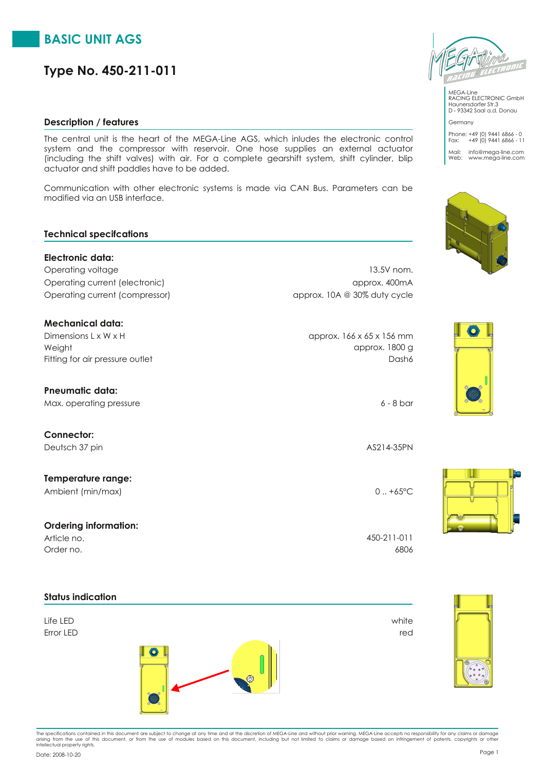# BASIC UNIT AGS

## Type No. 450-211-011

MEGA-Line
RACING ELECTRONIC GmbH
Haunersdorfer Str.3
D - 93342 Saal a.d. Donau

Germany

Phone: +49 (0) 9441 6866 - 0
Fax: +49 (0) 9441 6866 - 11

Mail: info@mega-line.com
Web: www.mega-line.com

### Description / features

The central unit is the heart of the MEGA-Line AGS, which inludes the electronic control system and the compressor with reservoir. One hose supplies an external actuator (including the shift valves) with air. For a complete gearshift system, shift cylinder, blip actuator and shift paddles have to be added.

Communication with other electronic systems is made via CAN Bus. Parameters can be modified via an USB interface.

### Technical specifcations

**Electronic data:**

| | |
|---|---|
| Operating voltage | 13.5V nom. |
| Operating current (electronic) | approx. 400mA |
| Operating current (compressor) | approx. 10A @ 30% duty cycle |

**Mechanical data:**

| | |
|---|---|
| Dimensions L x W x H | approx. 166 x 65 x 156 mm |
| Weight | approx. 1800 g |
| Fitting for air pressure outlet | Dash6 |

**Pneumatic data:**

| | |
|---|---|
| Max. operating pressure | 6 - 8 bar |

**Connector:**

| | |
|---|---|
| Deutsch 37 pin | AS214-35PN |

**Temperature range:**

| | |
|---|---|
| Ambient (min/max) | 0 .. +65°C |

**Ordering information:**

| | |
|---|---|
| Article no. | 450-211-011 |
| Order no. | 6806 |

### Status indication

| | |
|---|---|
| Life LED | white |
| Error LED | red |

The specifications contained in this document are subject to change at any time and at the discretion of MEGA-Line and without prior warning. MEGA-Line accepts no responsibility for any claims or damage arising from the use of this document, or from the use of modules based on this document, including but not limited to claims or damage based on infringement of patents, copyrights or other intellectual property rights.

Date: 2008-10-20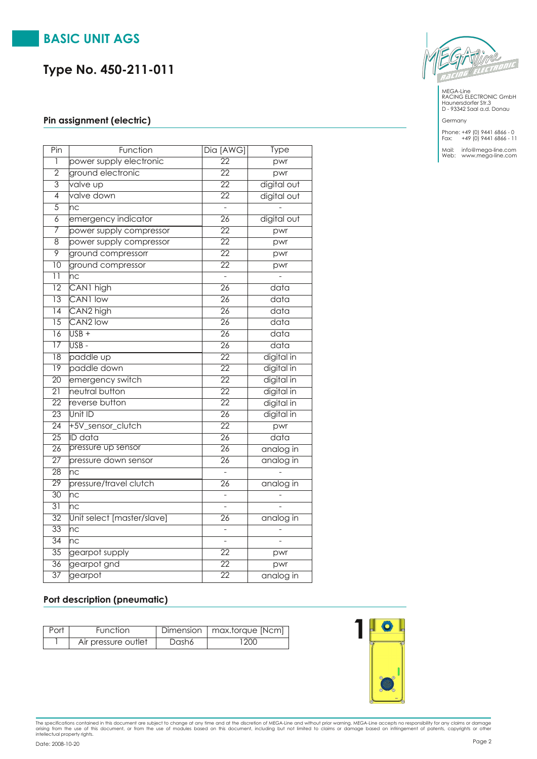# BASIC UNIT AGS

## Type No. 450-211-011

MEGA-Line
RACING ELECTRONIC GmbH
Haunersdorfer Str.3
D - 93342 Saal a.d. Donau

Germany

Phone: +49 (0) 9441 6866 - 0
Fax: +49 (0) 9441 6866 - 11

Mail: info@mega-line.com
Web: www.mega-line.com

### Pin assignment (electric)

| Pin | Function | Dia [AWG] | Type |
|---|---|---|---|
| 1 | power supply electronic | 22 | pwr |
| 2 | ground electronic | 22 | pwr |
| 3 | valve up | 22 | digital out |
| 4 | valve down | 22 | digital out |
| 5 | nc | - | - |
| 6 | emergency indicator | 26 | digital out |
| 7 | power supply compressor | 22 | pwr |
| 8 | power supply compressor | 22 | pwr |
| 9 | ground compressorr | 22 | pwr |
| 10 | ground compressor | 22 | pwr |
| 11 | nc | - | - |
| 12 | CAN1 high | 26 | data |
| 13 | CAN1 low | 26 | data |
| 14 | CAN2 high | 26 | data |
| 15 | CAN2 low | 26 | data |
| 16 | USB + | 26 | data |
| 17 | USB - | 26 | data |
| 18 | paddle up | 22 | digital in |
| 19 | paddle down | 22 | digital in |
| 20 | emergency switch | 22 | digital in |
| 21 | neutral button | 22 | digital in |
| 22 | reverse button | 22 | digital in |
| 23 | Unit ID | 26 | digital in |
| 24 | +5V_sensor_clutch | 22 | pwr |
| 25 | ID data | 26 | data |
| 26 | pressure up sensor | 26 | analog in |
| 27 | pressure down sensor | 26 | analog in |
| 28 | nc | - | - |
| 29 | pressure/travel clutch | 26 | analog in |
| 30 | nc | - | - |
| 31 | nc | - | - |
| 32 | Unit select [master/slave] | 26 | analog in |
| 33 | nc | - | - |
| 34 | nc | - | - |
| 35 | gearpot supply | 22 | pwr |
| 36 | gearpot gnd | 22 | pwr |
| 37 | gearpot | 22 | analog in |

### Port description (pneumatic)

| Port | Function | Dimension | max.torque [Ncm] |
|---|---|---|---|
| 1 | Air pressure outlet | Dash6 | 1200 |

The specifications contained in this document are subject to change at any time and at the discretion of MEGA-Line and without prior warning. MEGA-Line accepts no responsibility for any claims or damage arising from the use of this document, or from the use of modules based on this document, including but not limited to claims or damage based on infringement of patents, copyrights or other intellectual property rights.

Date: 2008-10-20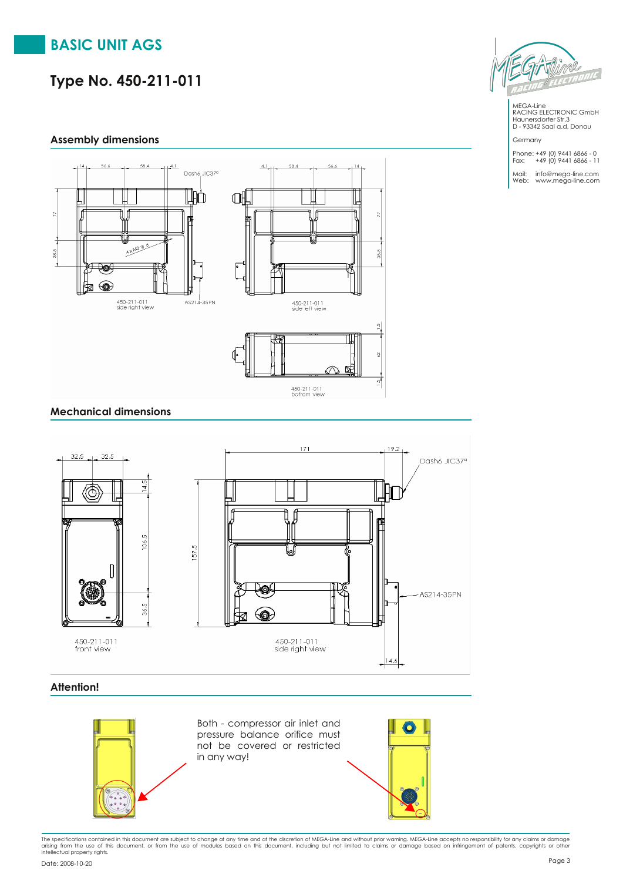# BASIC UNIT AGS

## Type No. 450-211-011

MEGA-Line
RACING ELECTRONIC GmbH
Haunersdorfer Str.3
D - 93342 Saal a.d. Donau

Germany

Phone: +49 (0) 9441 6866 - 0
Fax: +49 (0) 9441 6866 - 11

Mail: info@mega-line.com
Web: www.mega-line.com

### Assembly dimensions

14 56.6 58.4 4.1 Dash6 JIC37°
77
38.5
4 x M3 ⊽ 6
450-211-011
side right view
AS214-35PN

4.1 58.4 56.6 14
77
38.5
450-211-011
side left view

1.5
62
1.5
450-211-011
bottom view

### Mechanical dimensions

32.5 32.5
14.5
106.5
36.5
450-211-011
front view

171 19.2
Dash6 JIC37°
157.5
AS214-35PN
14.6
450-211-011
side right view

### Attention!

Both - compressor air inlet and pressure balance orifice must not be covered or restricted in any way!

The specifications contained in this document are subject to change at any time and at the discretion of MEGA-Line and without prior warning. MEGA-Line accepts no responsibility for any claims or damage arising from the use of this document, or from the use of modules based on this document, including but not limited to claims or damage based on infringement of patents, copyrights or other intellectual property rights.

Date: 2008-10-20